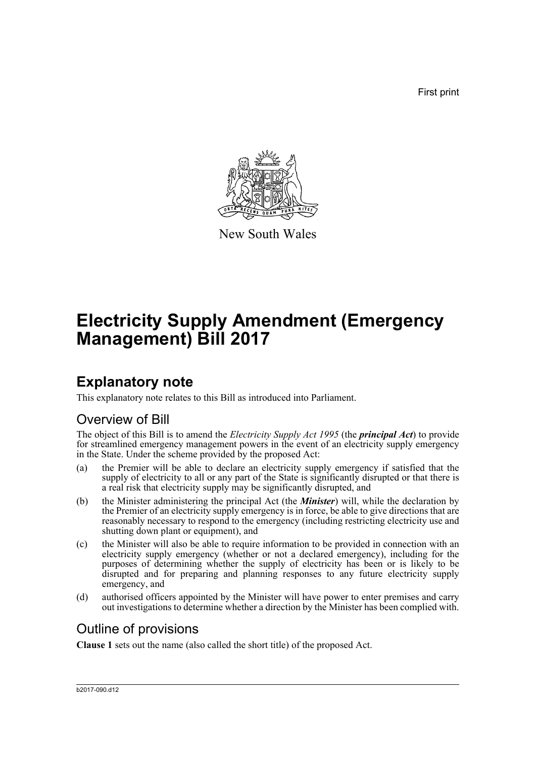First print

New South Wales

# Electricity Supply Amendment (Emergency Management) Bill 2017

## Explanatory note

This explanatory note relates to this Bill as introduced into Parliament.

### Overview of Bill

The object of this Bill is to amend the *Electricity Supply Act 1995* (the ***principal Act***) to provide for streamlined emergency management powers in the event of an electricity supply emergency in the State. Under the scheme provided by the proposed Act:

(a) the Premier will be able to declare an electricity supply emergency if satisfied that the supply of electricity to all or any part of the State is significantly disrupted or that there is a real risk that electricity supply may be significantly disrupted, and

(b) the Minister administering the principal Act (the ***Minister***) will, while the declaration by the Premier of an electricity supply emergency is in force, be able to give directions that are reasonably necessary to respond to the emergency (including restricting electricity use and shutting down plant or equipment), and

(c) the Minister will also be able to require information to be provided in connection with an electricity supply emergency (whether or not a declared emergency), including for the purposes of determining whether the supply of electricity has been or is likely to be disrupted and for preparing and planning responses to any future electricity supply emergency, and

(d) authorised officers appointed by the Minister will have power to enter premises and carry out investigations to determine whether a direction by the Minister has been complied with.

### Outline of provisions

**Clause 1** sets out the name (also called the short title) of the proposed Act.

b2017-090.d12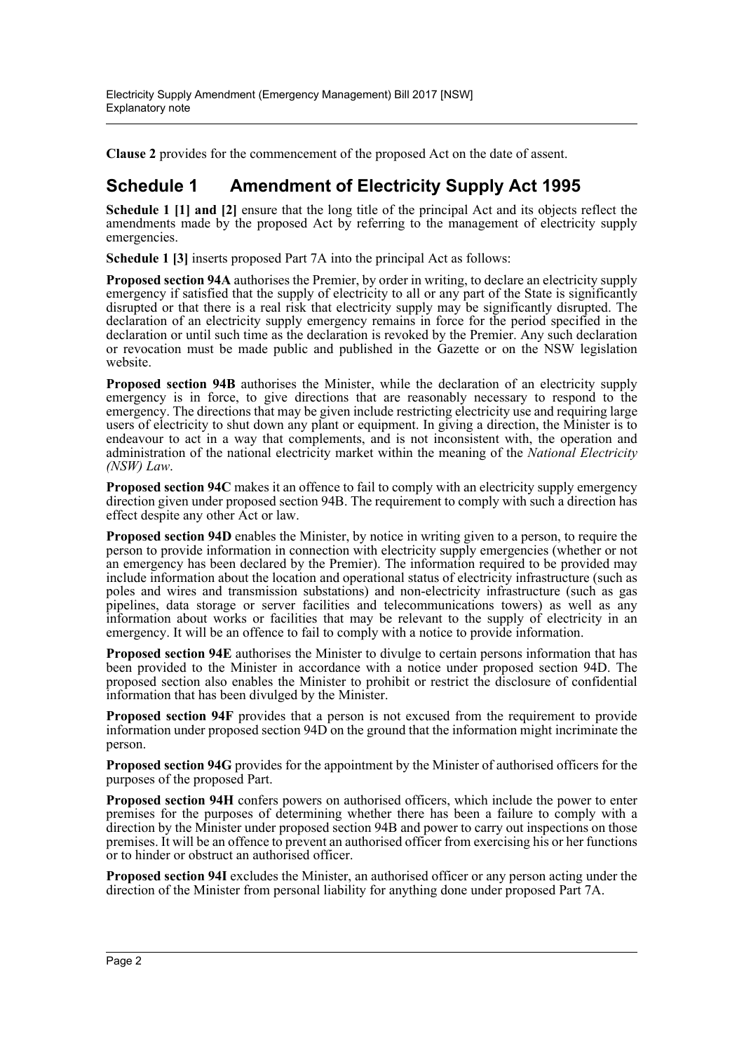**Clause 2** provides for the commencement of the proposed Act on the date of assent.

## Schedule 1 Amendment of Electricity Supply Act 1995

**Schedule 1 [1] and [2]** ensure that the long title of the principal Act and its objects reflect the amendments made by the proposed Act by referring to the management of electricity supply emergencies.

**Schedule 1 [3]** inserts proposed Part 7A into the principal Act as follows:

**Proposed section 94A** authorises the Premier, by order in writing, to declare an electricity supply emergency if satisfied that the supply of electricity to all or any part of the State is significantly disrupted or that there is a real risk that electricity supply may be significantly disrupted. The declaration of an electricity supply emergency remains in force for the period specified in the declaration or until such time as the declaration is revoked by the Premier. Any such declaration or revocation must be made public and published in the Gazette or on the NSW legislation website.

**Proposed section 94B** authorises the Minister, while the declaration of an electricity supply emergency is in force, to give directions that are reasonably necessary to respond to the emergency. The directions that may be given include restricting electricity use and requiring large users of electricity to shut down any plant or equipment. In giving a direction, the Minister is to endeavour to act in a way that complements, and is not inconsistent with, the operation and administration of the national electricity market within the meaning of the *National Electricity (NSW) Law*.

**Proposed section 94C** makes it an offence to fail to comply with an electricity supply emergency direction given under proposed section 94B. The requirement to comply with such a direction has effect despite any other Act or law.

**Proposed section 94D** enables the Minister, by notice in writing given to a person, to require the person to provide information in connection with electricity supply emergencies (whether or not an emergency has been declared by the Premier). The information required to be provided may include information about the location and operational status of electricity infrastructure (such as poles and wires and transmission substations) and non-electricity infrastructure (such as gas pipelines, data storage or server facilities and telecommunications towers) as well as any information about works or facilities that may be relevant to the supply of electricity in an emergency. It will be an offence to fail to comply with a notice to provide information.

**Proposed section 94E** authorises the Minister to divulge to certain persons information that has been provided to the Minister in accordance with a notice under proposed section 94D. The proposed section also enables the Minister to prohibit or restrict the disclosure of confidential information that has been divulged by the Minister.

**Proposed section 94F** provides that a person is not excused from the requirement to provide information under proposed section 94D on the ground that the information might incriminate the person.

**Proposed section 94G** provides for the appointment by the Minister of authorised officers for the purposes of the proposed Part.

**Proposed section 94H** confers powers on authorised officers, which include the power to enter premises for the purposes of determining whether there has been a failure to comply with a direction by the Minister under proposed section 94B and power to carry out inspections on those premises. It will be an offence to prevent an authorised officer from exercising his or her functions or to hinder or obstruct an authorised officer.

**Proposed section 94I** excludes the Minister, an authorised officer or any person acting under the direction of the Minister from personal liability for anything done under proposed Part 7A.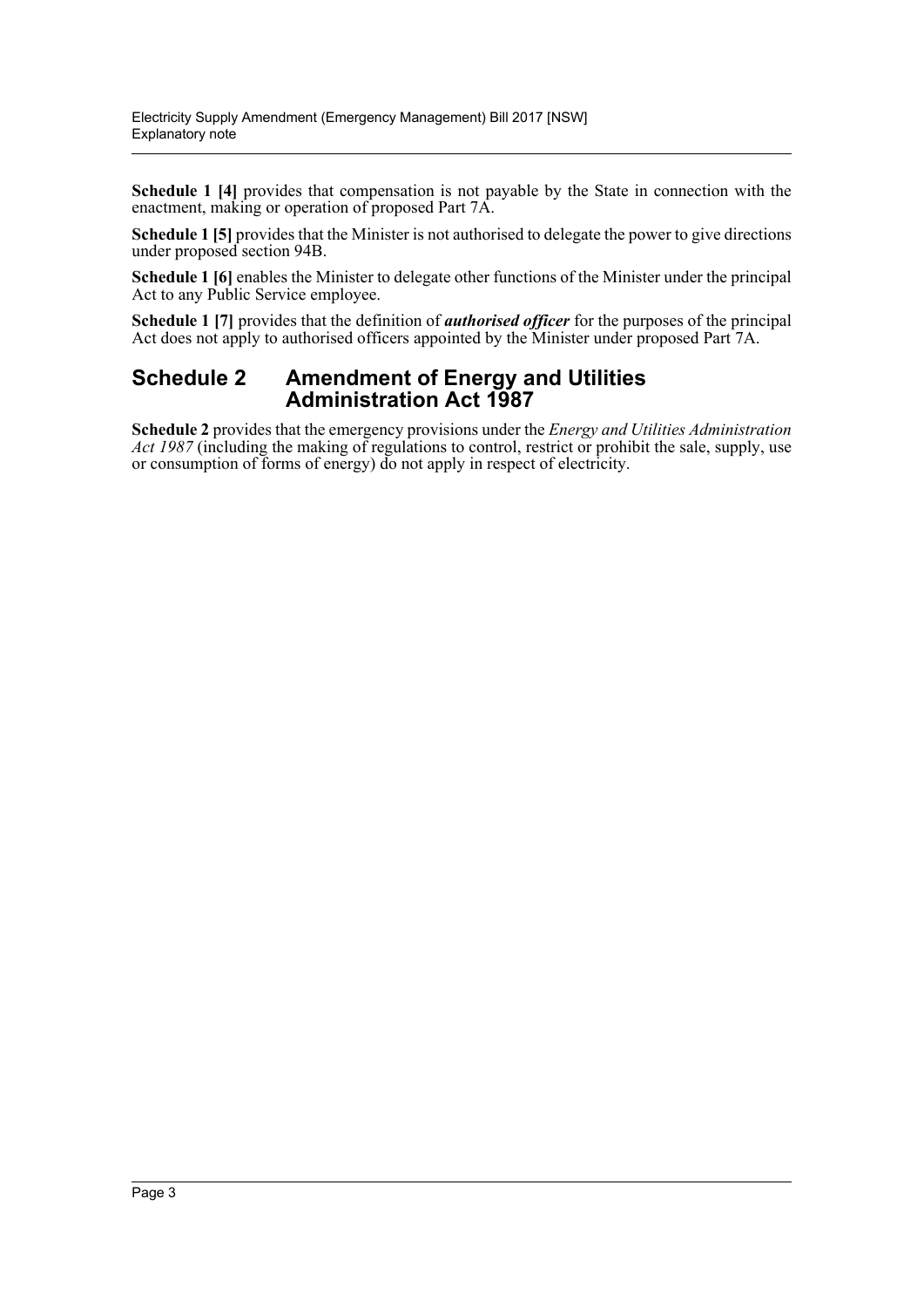**Schedule 1 [4]** provides that compensation is not payable by the State in connection with the enactment, making or operation of proposed Part 7A.

**Schedule 1 [5]** provides that the Minister is not authorised to delegate the power to give directions under proposed section 94B.

**Schedule 1 [6]** enables the Minister to delegate other functions of the Minister under the principal Act to any Public Service employee.

**Schedule 1 [7]** provides that the definition of ***authorised officer*** for the purposes of the principal Act does not apply to authorised officers appointed by the Minister under proposed Part 7A.

## Schedule 2 Amendment of Energy and Utilities Administration Act 1987

**Schedule 2** provides that the emergency provisions under the *Energy and Utilities Administration Act 1987* (including the making of regulations to control, restrict or prohibit the sale, supply, use or consumption of forms of energy) do not apply in respect of electricity.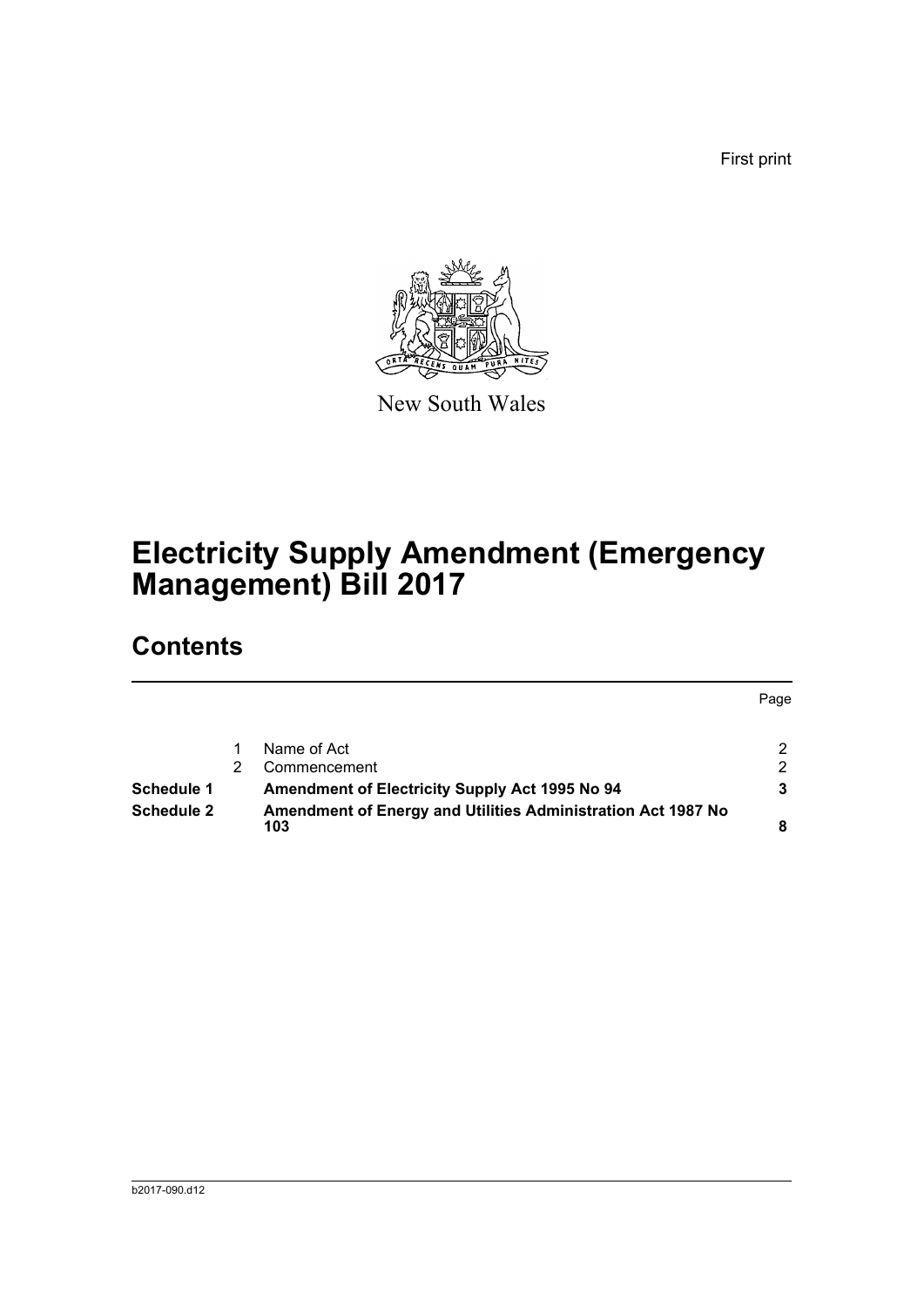First print

New South Wales

# Electricity Supply Amendment (Emergency Management) Bill 2017

## Contents

| | | | Page |
|---|---|---|---|
| | 1 | Name of Act | 2 |
| | 2 | Commencement | 2 |
| **Schedule 1** | | **Amendment of Electricity Supply Act 1995 No 94** | **3** |
| **Schedule 2** | | **Amendment of Energy and Utilities Administration Act 1987 No 103** | **8** |

b2017-090.d12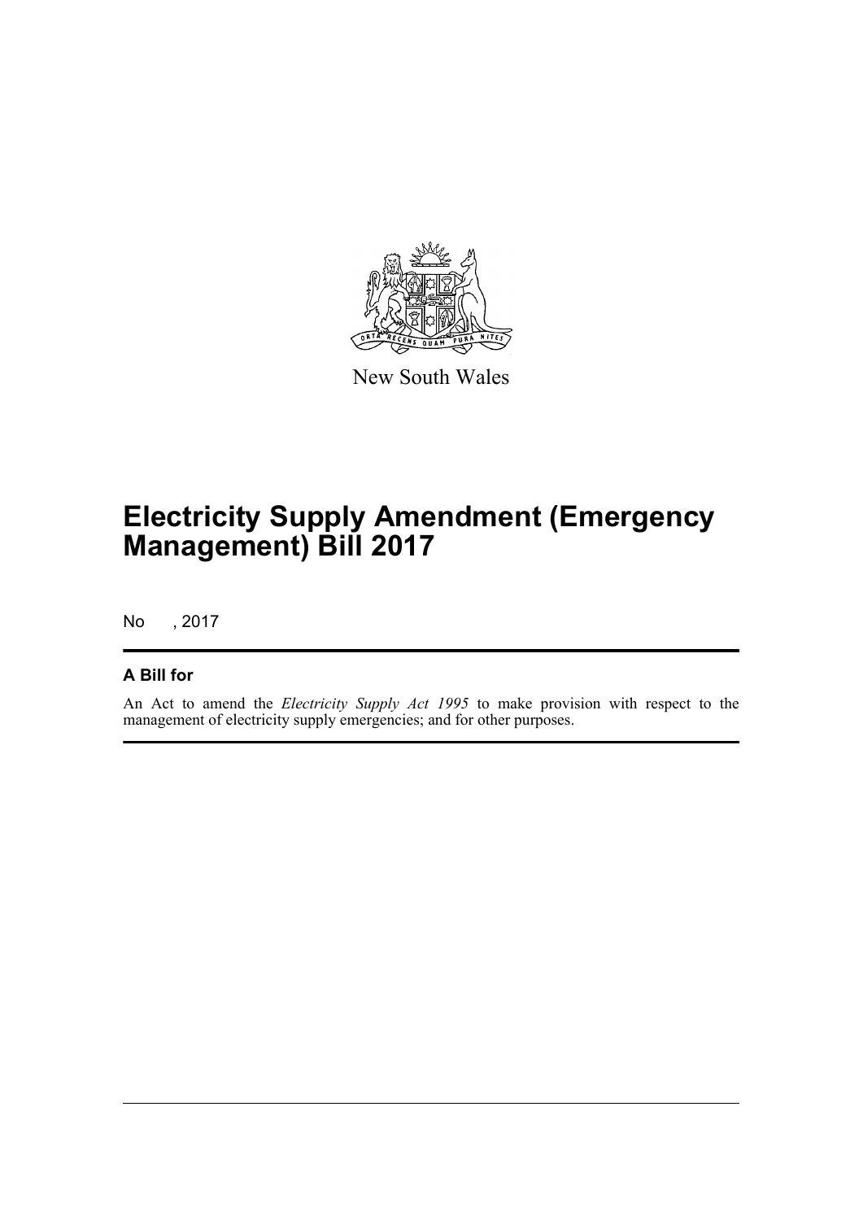New South Wales

# Electricity Supply Amendment (Emergency Management) Bill 2017

No , 2017

## A Bill for

An Act to amend the *Electricity Supply Act 1995* to make provision with respect to the management of electricity supply emergencies; and for other purposes.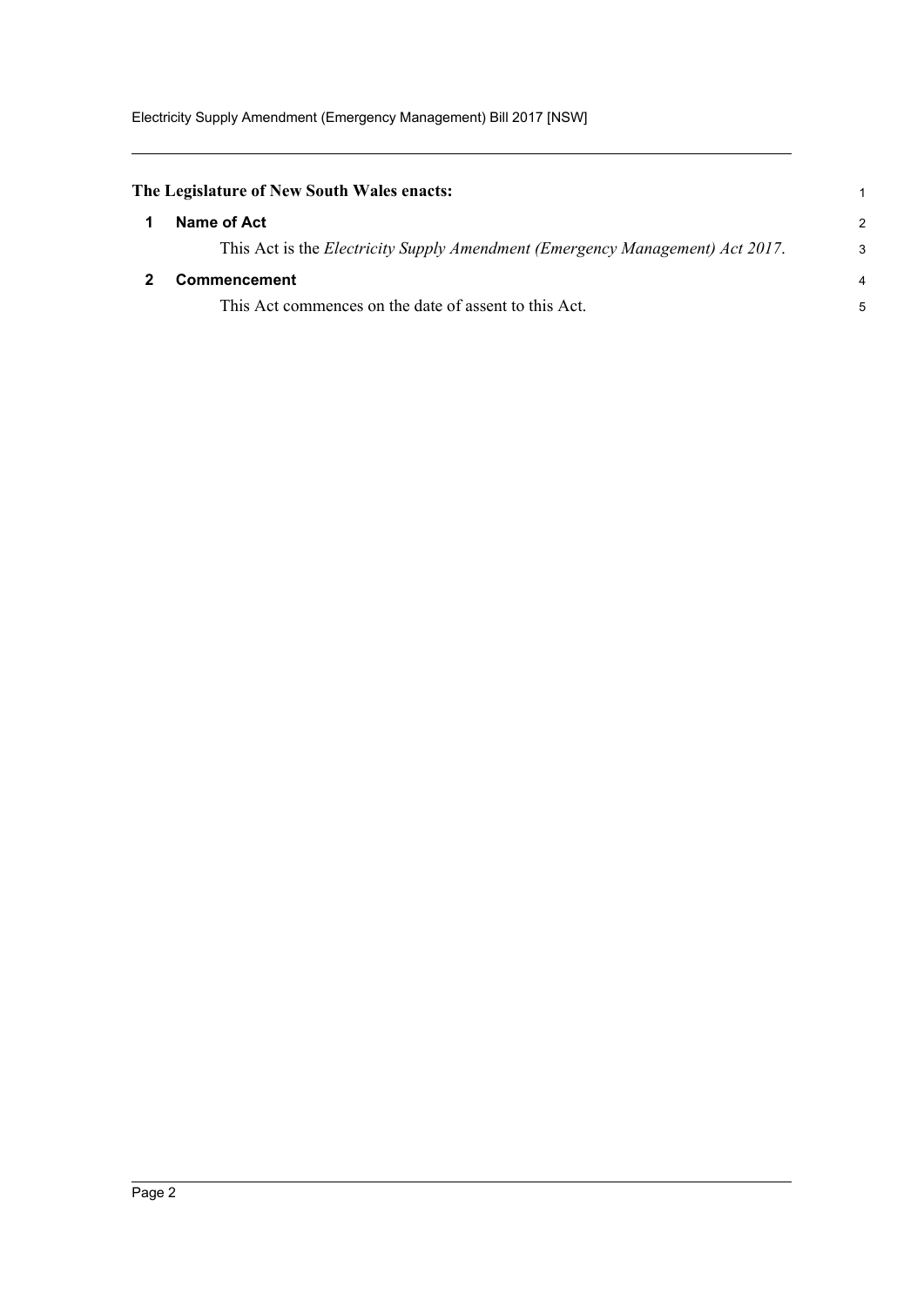**The Legislature of New South Wales enacts:**

## 1 Name of Act

This Act is the *Electricity Supply Amendment (Emergency Management) Act 2017*.

## 2 Commencement

This Act commences on the date of assent to this Act.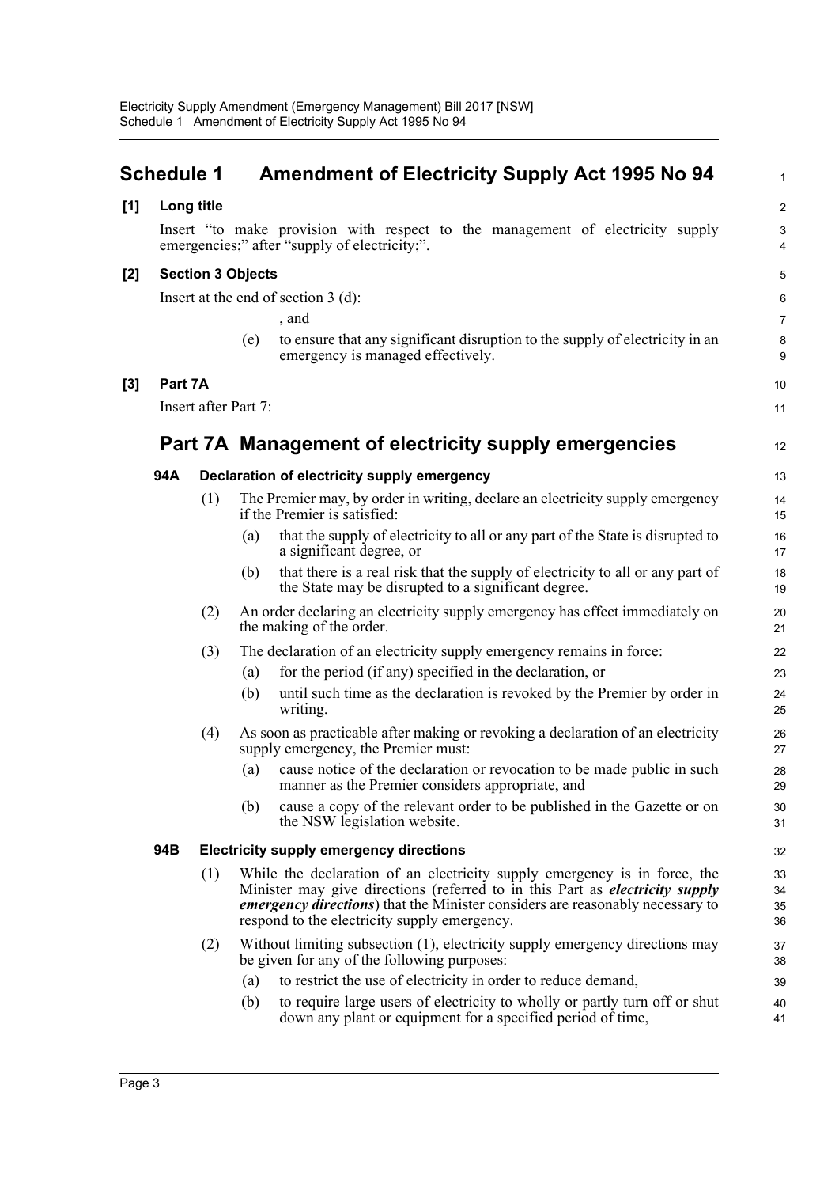# Schedule 1 Amendment of Electricity Supply Act 1995 No 94

**[1] Long title**

Insert "to make provision with respect to the management of electricity supply emergencies;" after "supply of electricity;".

**[2] Section 3 Objects**

Insert at the end of section 3 (d):

, and

(e) to ensure that any significant disruption to the supply of electricity in an emergency is managed effectively.

**[3] Part 7A**

Insert after Part 7:

## Part 7A Management of electricity supply emergencies

### 94A Declaration of electricity supply emergency

(1) The Premier may, by order in writing, declare an electricity supply emergency if the Premier is satisfied:

(a) that the supply of electricity to all or any part of the State is disrupted to a significant degree, or

(b) that there is a real risk that the supply of electricity to all or any part of the State may be disrupted to a significant degree.

(2) An order declaring an electricity supply emergency has effect immediately on the making of the order.

(3) The declaration of an electricity supply emergency remains in force:

(a) for the period (if any) specified in the declaration, or

(b) until such time as the declaration is revoked by the Premier by order in writing.

(4) As soon as practicable after making or revoking a declaration of an electricity supply emergency, the Premier must:

(a) cause notice of the declaration or revocation to be made public in such manner as the Premier considers appropriate, and

(b) cause a copy of the relevant order to be published in the Gazette or on the NSW legislation website.

### 94B Electricity supply emergency directions

(1) While the declaration of an electricity supply emergency is in force, the Minister may give directions (referred to in this Part as ***electricity supply emergency directions***) that the Minister considers are reasonably necessary to respond to the electricity supply emergency.

(2) Without limiting subsection (1), electricity supply emergency directions may be given for any of the following purposes:

(a) to restrict the use of electricity in order to reduce demand,

(b) to require large users of electricity to wholly or partly turn off or shut down any plant or equipment for a specified period of time,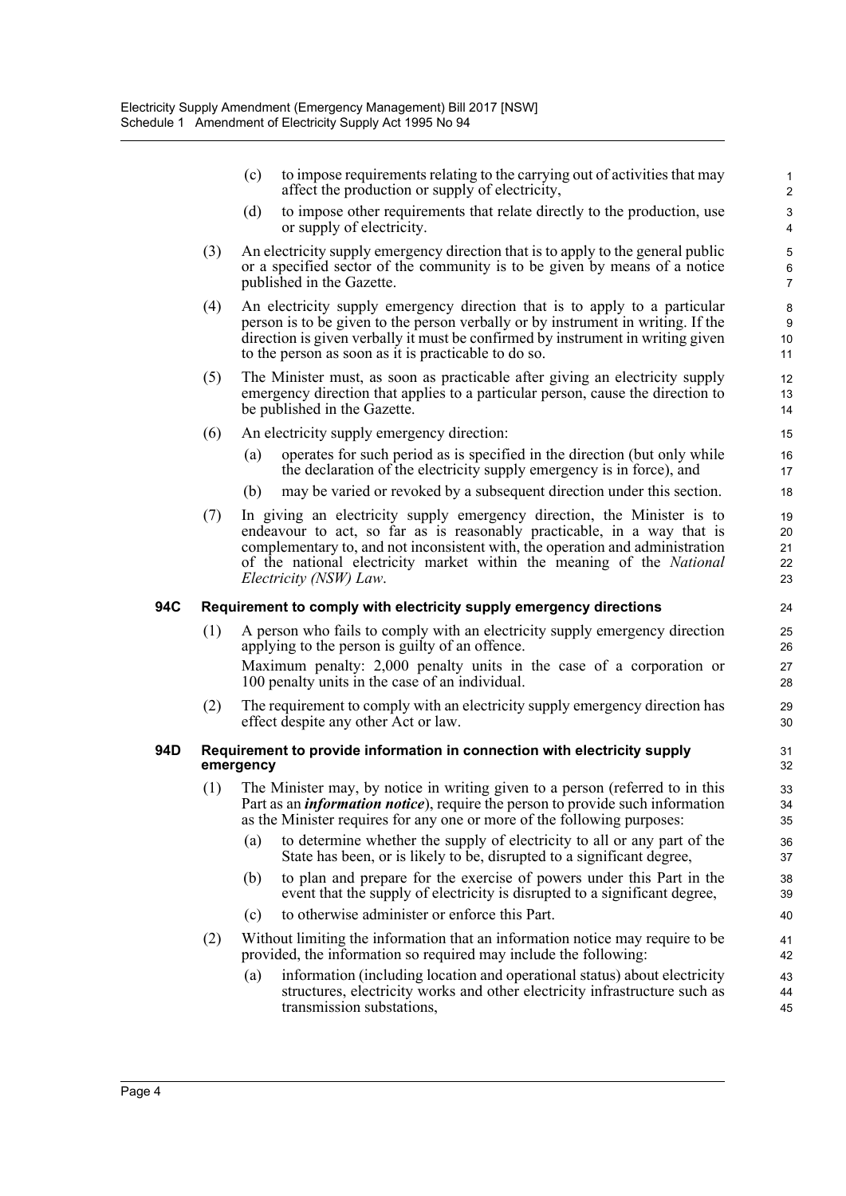(c) to impose requirements relating to the carrying out of activities that may affect the production or supply of electricity,

(d) to impose other requirements that relate directly to the production, use or supply of electricity.

(3) An electricity supply emergency direction that is to apply to the general public or a specified sector of the community is to be given by means of a notice published in the Gazette.

(4) An electricity supply emergency direction that is to apply to a particular person is to be given to the person verbally or by instrument in writing. If the direction is given verbally it must be confirmed by instrument in writing given to the person as soon as it is practicable to do so.

(5) The Minister must, as soon as practicable after giving an electricity supply emergency direction that applies to a particular person, cause the direction to be published in the Gazette.

(6) An electricity supply emergency direction:

(a) operates for such period as is specified in the direction (but only while the declaration of the electricity supply emergency is in force), and

(b) may be varied or revoked by a subsequent direction under this section.

(7) In giving an electricity supply emergency direction, the Minister is to endeavour to act, so far as is reasonably practicable, in a way that is complementary to, and not inconsistent with, the operation and administration of the national electricity market within the meaning of the *National Electricity (NSW) Law*.

**94C Requirement to comply with electricity supply emergency directions**

(1) A person who fails to comply with an electricity supply emergency direction applying to the person is guilty of an offence.

Maximum penalty: 2,000 penalty units in the case of a corporation or 100 penalty units in the case of an individual.

(2) The requirement to comply with an electricity supply emergency direction has effect despite any other Act or law.

**94D Requirement to provide information in connection with electricity supply emergency**

(1) The Minister may, by notice in writing given to a person (referred to in this Part as an ***information notice***), require the person to provide such information as the Minister requires for any one or more of the following purposes:

(a) to determine whether the supply of electricity to all or any part of the State has been, or is likely to be, disrupted to a significant degree,

(b) to plan and prepare for the exercise of powers under this Part in the event that the supply of electricity is disrupted to a significant degree,

(c) to otherwise administer or enforce this Part.

(2) Without limiting the information that an information notice may require to be provided, the information so required may include the following:

(a) information (including location and operational status) about electricity structures, electricity works and other electricity infrastructure such as transmission substations,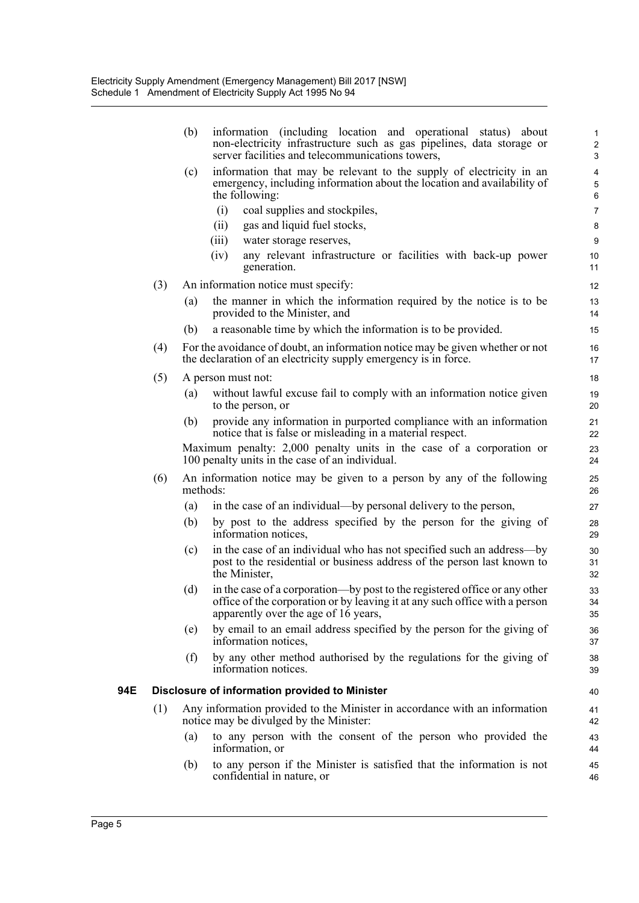(b) information (including location and operational status) about non-electricity infrastructure such as gas pipelines, data storage or server facilities and telecommunications towers,

(c) information that may be relevant to the supply of electricity in an emergency, including information about the location and availability of the following:

(i) coal supplies and stockpiles,

(ii) gas and liquid fuel stocks,

(iii) water storage reserves,

(iv) any relevant infrastructure or facilities with back-up power generation.

(3) An information notice must specify:

(a) the manner in which the information required by the notice is to be provided to the Minister, and

(b) a reasonable time by which the information is to be provided.

(4) For the avoidance of doubt, an information notice may be given whether or not the declaration of an electricity supply emergency is in force.

(5) A person must not:

(a) without lawful excuse fail to comply with an information notice given to the person, or

(b) provide any information in purported compliance with an information notice that is false or misleading in a material respect.

Maximum penalty: 2,000 penalty units in the case of a corporation or 100 penalty units in the case of an individual.

(6) An information notice may be given to a person by any of the following methods:

(a) in the case of an individual—by personal delivery to the person,

(b) by post to the address specified by the person for the giving of information notices,

(c) in the case of an individual who has not specified such an address—by post to the residential or business address of the person last known to the Minister,

(d) in the case of a corporation—by post to the registered office or any other office of the corporation or by leaving it at any such office with a person apparently over the age of 16 years,

(e) by email to an email address specified by the person for the giving of information notices,

(f) by any other method authorised by the regulations for the giving of information notices.

### 94E Disclosure of information provided to Minister

(1) Any information provided to the Minister in accordance with an information notice may be divulged by the Minister:

(a) to any person with the consent of the person who provided the information, or

(b) to any person if the Minister is satisfied that the information is not confidential in nature, or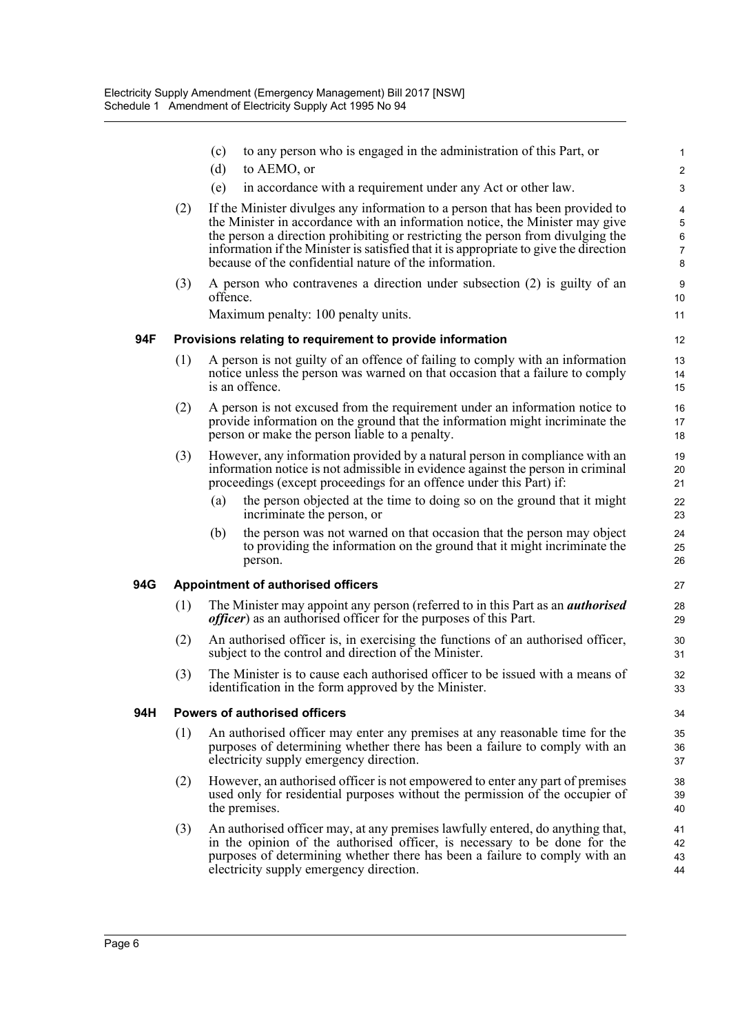(c) to any person who is engaged in the administration of this Part, or

(d) to AEMO, or

(e) in accordance with a requirement under any Act or other law.

(2) If the Minister divulges any information to a person that has been provided to the Minister in accordance with an information notice, the Minister may give the person a direction prohibiting or restricting the person from divulging the information if the Minister is satisfied that it is appropriate to give the direction because of the confidential nature of the information.

(3) A person who contravenes a direction under subsection (2) is guilty of an offence.

Maximum penalty: 100 penalty units.

**94F Provisions relating to requirement to provide information**

(1) A person is not guilty of an offence of failing to comply with an information notice unless the person was warned on that occasion that a failure to comply is an offence.

(2) A person is not excused from the requirement under an information notice to provide information on the ground that the information might incriminate the person or make the person liable to a penalty.

(3) However, any information provided by a natural person in compliance with an information notice is not admissible in evidence against the person in criminal proceedings (except proceedings for an offence under this Part) if:

(a) the person objected at the time to doing so on the ground that it might incriminate the person, or

(b) the person was not warned on that occasion that the person may object to providing the information on the ground that it might incriminate the person.

**94G Appointment of authorised officers**

(1) The Minister may appoint any person (referred to in this Part as an ***authorised officer***) as an authorised officer for the purposes of this Part.

(2) An authorised officer is, in exercising the functions of an authorised officer, subject to the control and direction of the Minister.

(3) The Minister is to cause each authorised officer to be issued with a means of identification in the form approved by the Minister.

**94H Powers of authorised officers**

(1) An authorised officer may enter any premises at any reasonable time for the purposes of determining whether there has been a failure to comply with an electricity supply emergency direction.

(2) However, an authorised officer is not empowered to enter any part of premises used only for residential purposes without the permission of the occupier of the premises.

(3) An authorised officer may, at any premises lawfully entered, do anything that, in the opinion of the authorised officer, is necessary to be done for the purposes of determining whether there has been a failure to comply with an electricity supply emergency direction.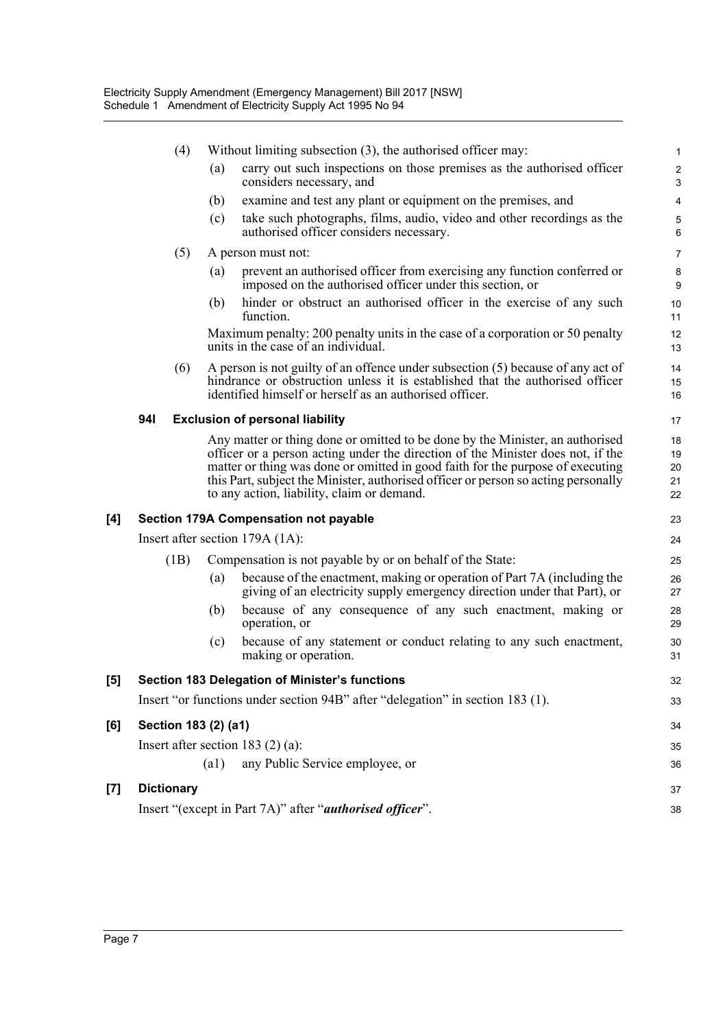(4) Without limiting subsection (3), the authorised officer may:

(a) carry out such inspections on those premises as the authorised officer considers necessary, and

(b) examine and test any plant or equipment on the premises, and

(c) take such photographs, films, audio, video and other recordings as the authorised officer considers necessary.

(5) A person must not:

(a) prevent an authorised officer from exercising any function conferred or imposed on the authorised officer under this section, or

(b) hinder or obstruct an authorised officer in the exercise of any such function.

Maximum penalty: 200 penalty units in the case of a corporation or 50 penalty units in the case of an individual.

(6) A person is not guilty of an offence under subsection (5) because of any act of hindrance or obstruction unless it is established that the authorised officer identified himself or herself as an authorised officer.

### 94I Exclusion of personal liability

Any matter or thing done or omitted to be done by the Minister, an authorised officer or a person acting under the direction of the Minister does not, if the matter or thing was done or omitted in good faith for the purpose of executing this Part, subject the Minister, authorised officer or person so acting personally to any action, liability, claim or demand.

## [4] Section 179A Compensation not payable

Insert after section 179A (1A):

(1B) Compensation is not payable by or on behalf of the State:

(a) because of the enactment, making or operation of Part 7A (including the giving of an electricity supply emergency direction under that Part), or

(b) because of any consequence of any such enactment, making or operation, or

(c) because of any statement or conduct relating to any such enactment, making or operation.

## [5] Section 183 Delegation of Minister's functions

Insert "or functions under section 94B" after "delegation" in section 183 (1).

## [6] Section 183 (2) (a1)

Insert after section 183 (2) (a):

(a1) any Public Service employee, or

## [7] Dictionary

Insert "(except in Part 7A)" after "***authorised officer***".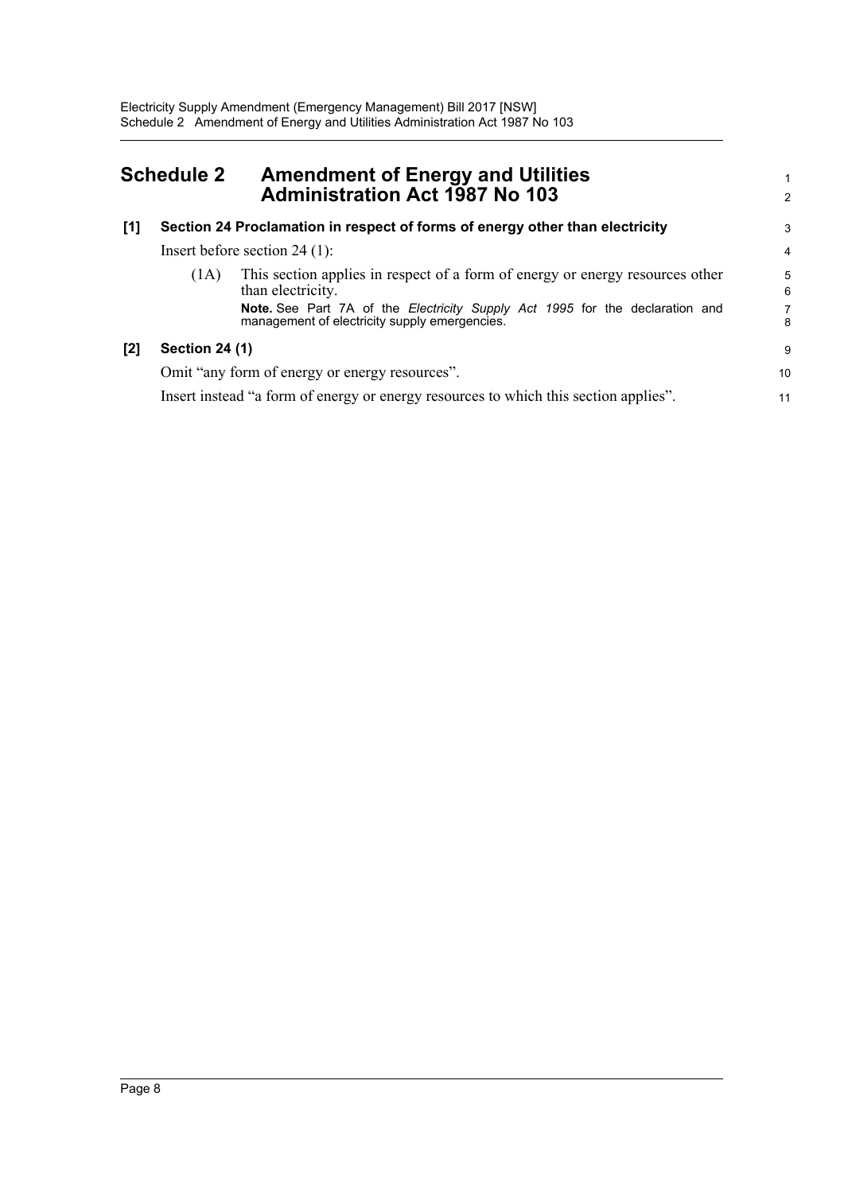# Schedule 2 Amendment of Energy and Utilities Administration Act 1987 No 103

**[1] Section 24 Proclamation in respect of forms of energy other than electricity**

Insert before section 24 (1):

(1A) This section applies in respect of a form of energy or energy resources other than electricity.

**Note.** See Part 7A of the *Electricity Supply Act 1995* for the declaration and management of electricity supply emergencies.

**[2] Section 24 (1)**

Omit "any form of energy or energy resources".

Insert instead "a form of energy or energy resources to which this section applies".